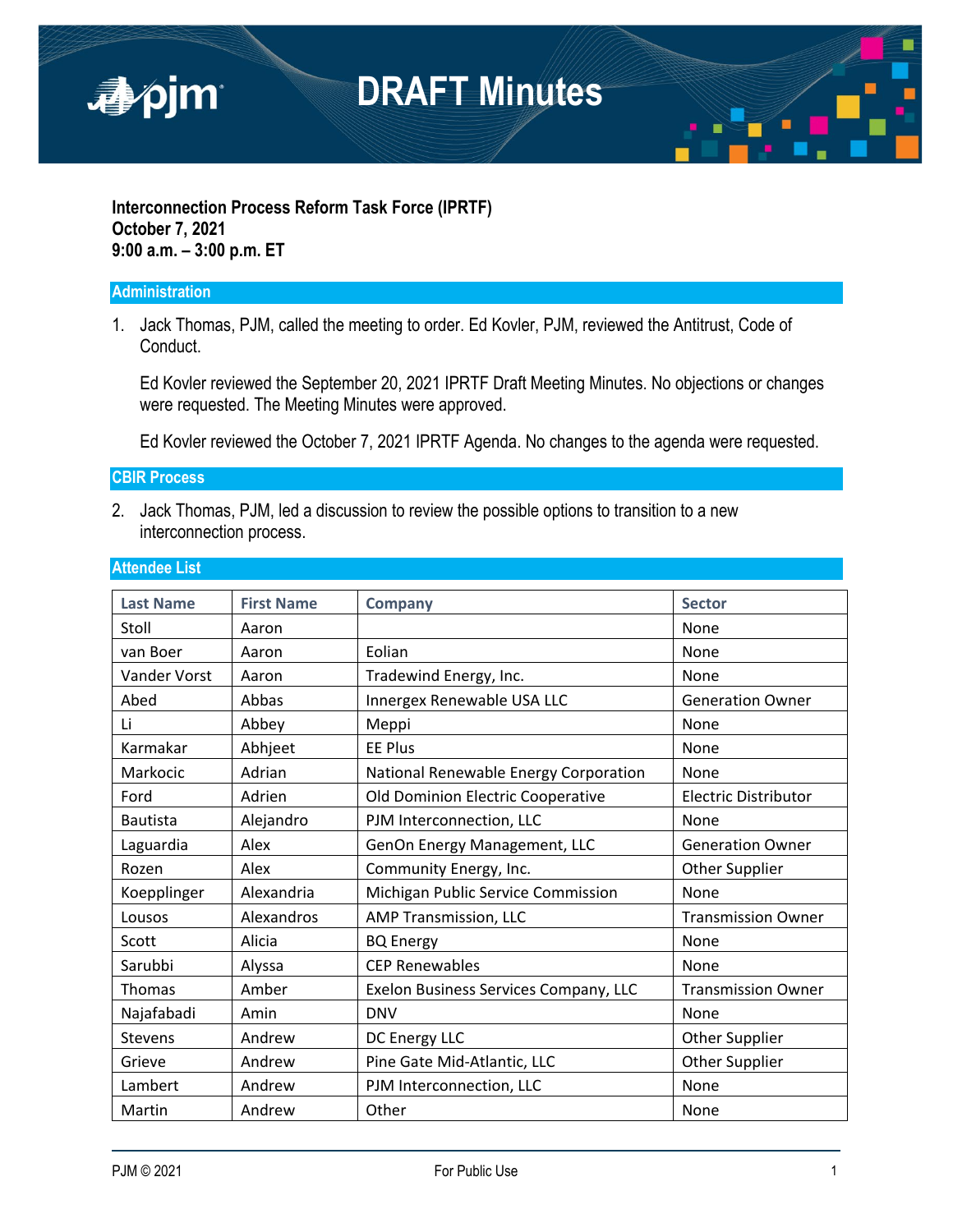# DRAFT Minutes

**Interconnection Process Reform Task Force (IPRTF)**
**October 7, 2021**
**9:00 a.m. – 3:00 p.m. ET**

## Administration

1. Jack Thomas, PJM, called the meeting to order. Ed Kovler, PJM, reviewed the Antitrust, Code of Conduct.

   Ed Kovler reviewed the September 20, 2021 IPRTF Draft Meeting Minutes. No objections or changes were requested. The Meeting Minutes were approved.

   Ed Kovler reviewed the October 7, 2021 IPRTF Agenda. No changes to the agenda were requested.

## CBIR Process

2. Jack Thomas, PJM, led a discussion to review the possible options to transition to a new interconnection process.

## Attendee List

| Last Name | First Name | Company | Sector |
|---|---|---|---|
| Stoll | Aaron | | None |
| van Boer | Aaron | Eolian | None |
| Vander Vorst | Aaron | Tradewind Energy, Inc. | None |
| Abed | Abbas | Innergex Renewable USA LLC | Generation Owner |
| Li | Abbey | Meppi | None |
| Karmakar | Abhjeet | EE Plus | None |
| Markocic | Adrian | National Renewable Energy Corporation | None |
| Ford | Adrien | Old Dominion Electric Cooperative | Electric Distributor |
| Bautista | Alejandro | PJM Interconnection, LLC | None |
| Laguardia | Alex | GenOn Energy Management, LLC | Generation Owner |
| Rozen | Alex | Community Energy, Inc. | Other Supplier |
| Koepplinger | Alexandria | Michigan Public Service Commission | None |
| Lousos | Alexandros | AMP Transmission, LLC | Transmission Owner |
| Scott | Alicia | BQ Energy | None |
| Sarubbi | Alyssa | CEP Renewables | None |
| Thomas | Amber | Exelon Business Services Company, LLC | Transmission Owner |
| Najafabadi | Amin | DNV | None |
| Stevens | Andrew | DC Energy LLC | Other Supplier |
| Grieve | Andrew | Pine Gate Mid-Atlantic, LLC | Other Supplier |
| Lambert | Andrew | PJM Interconnection, LLC | None |
| Martin | Andrew | Other | None |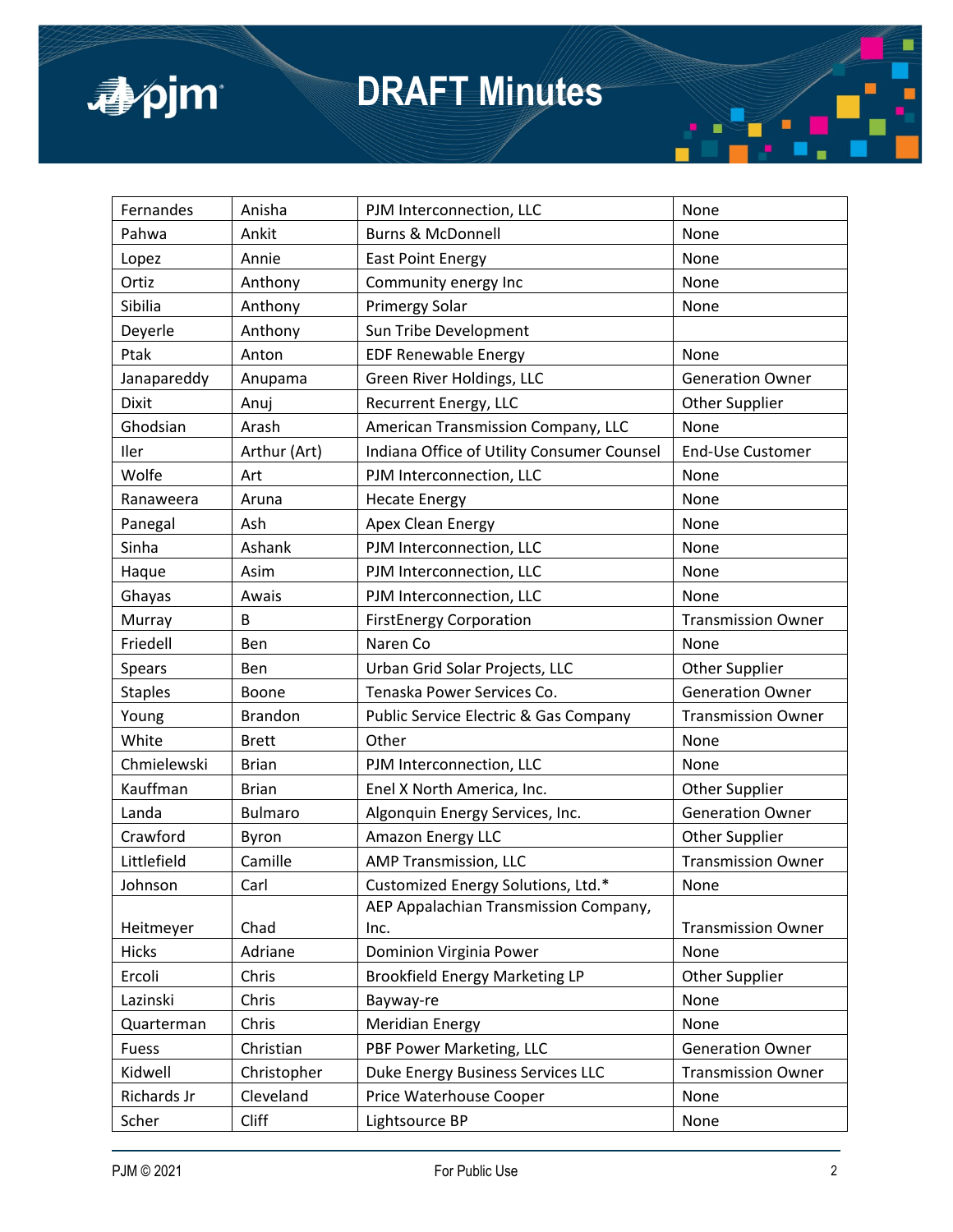| Fernandes | Anisha | PJM Interconnection, LLC | None |
|---|---|---|---|
| Pahwa | Ankit | Burns & McDonnell | None |
| Lopez | Annie | East Point Energy | None |
| Ortiz | Anthony | Community energy Inc | None |
| Sibilia | Anthony | Primergy Solar | None |
| Deyerle | Anthony | Sun Tribe Development | |
| Ptak | Anton | EDF Renewable Energy | None |
| Janapareddy | Anupama | Green River Holdings, LLC | Generation Owner |
| Dixit | Anuj | Recurrent Energy, LLC | Other Supplier |
| Ghodsian | Arash | American Transmission Company, LLC | None |
| Iler | Arthur (Art) | Indiana Office of Utility Consumer Counsel | End-Use Customer |
| Wolfe | Art | PJM Interconnection, LLC | None |
| Ranaweera | Aruna | Hecate Energy | None |
| Panegal | Ash | Apex Clean Energy | None |
| Sinha | Ashank | PJM Interconnection, LLC | None |
| Haque | Asim | PJM Interconnection, LLC | None |
| Ghayas | Awais | PJM Interconnection, LLC | None |
| Murray | B | FirstEnergy Corporation | Transmission Owner |
| Friedell | Ben | Naren Co | None |
| Spears | Ben | Urban Grid Solar Projects, LLC | Other Supplier |
| Staples | Boone | Tenaska Power Services Co. | Generation Owner |
| Young | Brandon | Public Service Electric & Gas Company | Transmission Owner |
| White | Brett | Other | None |
| Chmielewski | Brian | PJM Interconnection, LLC | None |
| Kauffman | Brian | Enel X North America, Inc. | Other Supplier |
| Landa | Bulmaro | Algonquin Energy Services, Inc. | Generation Owner |
| Crawford | Byron | Amazon Energy LLC | Other Supplier |
| Littlefield | Camille | AMP Transmission, LLC | Transmission Owner |
| Johnson | Carl | Customized Energy Solutions, Ltd.* | None |
| Heitmeyer | Chad | AEP Appalachian Transmission Company, Inc. | Transmission Owner |
| Hicks | Adriane | Dominion Virginia Power | None |
| Ercoli | Chris | Brookfield Energy Marketing LP | Other Supplier |
| Lazinski | Chris | Bayway-re | None |
| Quarterman | Chris | Meridian Energy | None |
| Fuess | Christian | PBF Power Marketing, LLC | Generation Owner |
| Kidwell | Christopher | Duke Energy Business Services LLC | Transmission Owner |
| Richards Jr | Cleveland | Price Waterhouse Cooper | None |
| Scher | Cliff | Lightsource BP | None |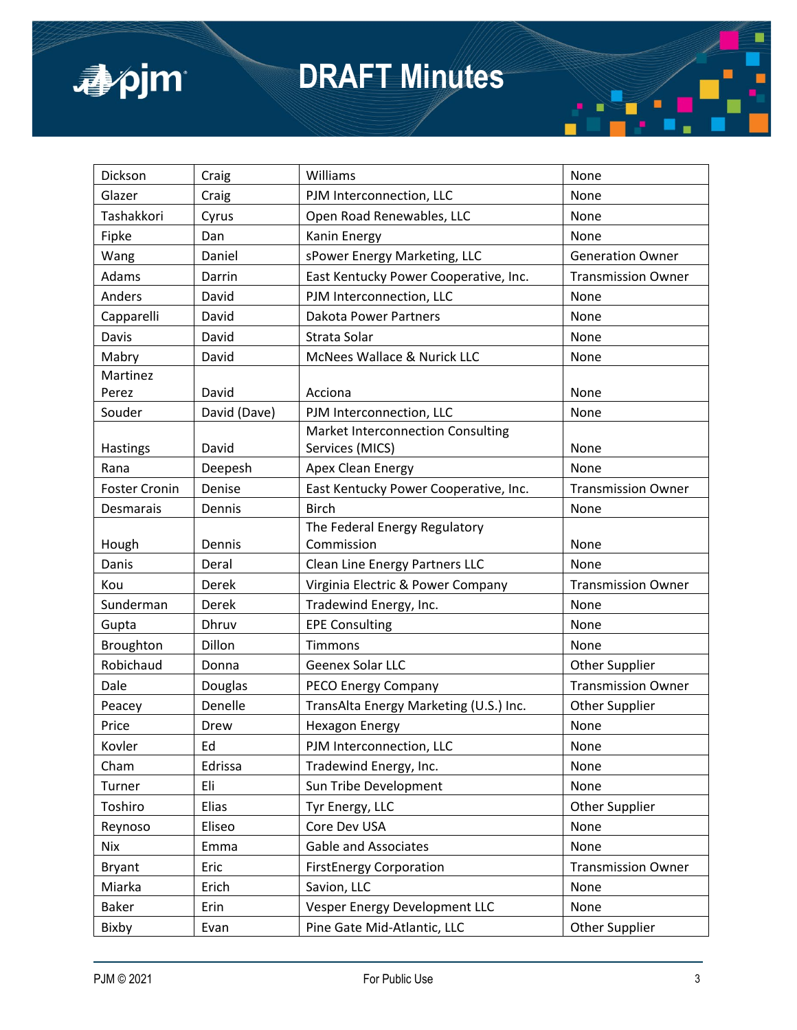| Dickson | Craig | Williams | None |
|---|---|---|---|
| Glazer | Craig | PJM Interconnection, LLC | None |
| Tashakkori | Cyrus | Open Road Renewables, LLC | None |
| Fipke | Dan | Kanin Energy | None |
| Wang | Daniel | sPower Energy Marketing, LLC | Generation Owner |
| Adams | Darrin | East Kentucky Power Cooperative, Inc. | Transmission Owner |
| Anders | David | PJM Interconnection, LLC | None |
| Capparelli | David | Dakota Power Partners | None |
| Davis | David | Strata Solar | None |
| Mabry | David | McNees Wallace & Nurick LLC | None |
| Martinez Perez | David | Acciona | None |
| Souder | David (Dave) | PJM Interconnection, LLC | None |
| Hastings | David | Market Interconnection Consulting Services (MICS) | None |
| Rana | Deepesh | Apex Clean Energy | None |
| Foster Cronin | Denise | East Kentucky Power Cooperative, Inc. | Transmission Owner |
| Desmarais | Dennis | Birch | None |
| Hough | Dennis | The Federal Energy Regulatory Commission | None |
| Danis | Deral | Clean Line Energy Partners LLC | None |
| Kou | Derek | Virginia Electric & Power Company | Transmission Owner |
| Sunderman | Derek | Tradewind Energy, Inc. | None |
| Gupta | Dhruv | EPE Consulting | None |
| Broughton | Dillon | Timmons | None |
| Robichaud | Donna | Geenex Solar LLC | Other Supplier |
| Dale | Douglas | PECO Energy Company | Transmission Owner |
| Peacey | Denelle | TransAlta Energy Marketing (U.S.) Inc. | Other Supplier |
| Price | Drew | Hexagon Energy | None |
| Kovler | Ed | PJM Interconnection, LLC | None |
| Cham | Edrissa | Tradewind Energy, Inc. | None |
| Turner | Eli | Sun Tribe Development | None |
| Toshiro | Elias | Tyr Energy, LLC | Other Supplier |
| Reynoso | Eliseo | Core Dev USA | None |
| Nix | Emma | Gable and Associates | None |
| Bryant | Eric | FirstEnergy Corporation | Transmission Owner |
| Miarka | Erich | Savion, LLC | None |
| Baker | Erin | Vesper Energy Development LLC | None |
| Bixby | Evan | Pine Gate Mid-Atlantic, LLC | Other Supplier |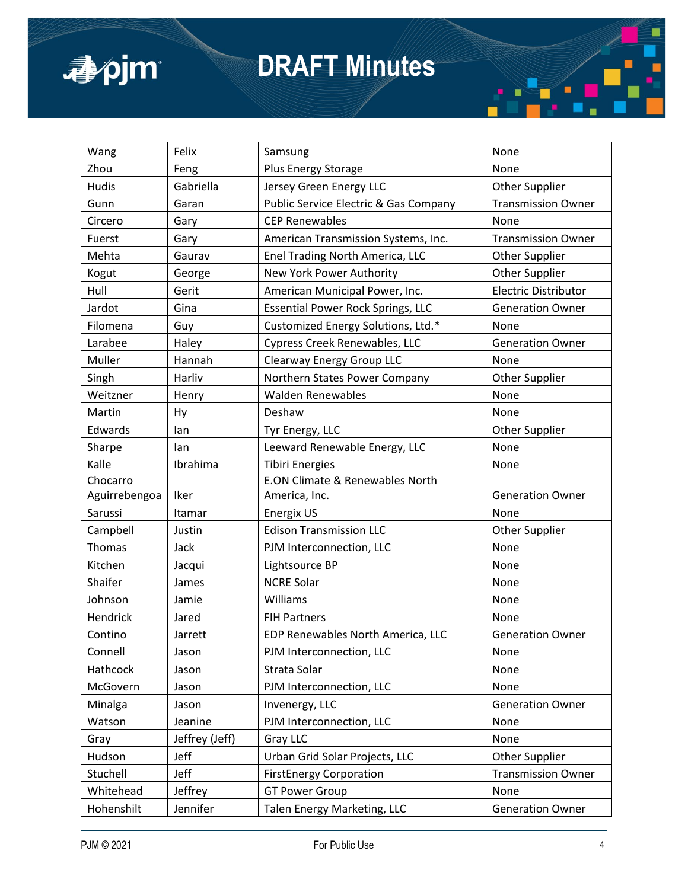| Wang | Felix | Samsung | None |
|---|---|---|---|
| Zhou | Feng | Plus Energy Storage | None |
| Hudis | Gabriella | Jersey Green Energy LLC | Other Supplier |
| Gunn | Garan | Public Service Electric & Gas Company | Transmission Owner |
| Circero | Gary | CEP Renewables | None |
| Fuerst | Gary | American Transmission Systems, Inc. | Transmission Owner |
| Mehta | Gaurav | Enel Trading North America, LLC | Other Supplier |
| Kogut | George | New York Power Authority | Other Supplier |
| Hull | Gerit | American Municipal Power, Inc. | Electric Distributor |
| Jardot | Gina | Essential Power Rock Springs, LLC | Generation Owner |
| Filomena | Guy | Customized Energy Solutions, Ltd.* | None |
| Larabee | Haley | Cypress Creek Renewables, LLC | Generation Owner |
| Muller | Hannah | Clearway Energy Group LLC | None |
| Singh | Harliv | Northern States Power Company | Other Supplier |
| Weitzner | Henry | Walden Renewables | None |
| Martin | Hy | Deshaw | None |
| Edwards | Ian | Tyr Energy, LLC | Other Supplier |
| Sharpe | Ian | Leeward Renewable Energy, LLC | None |
| Kalle | Ibrahima | Tibiri Energies | None |
| Chocarro Aguirrebengoa | Iker | E.ON Climate & Renewables North America, Inc. | Generation Owner |
| Sarussi | Itamar | Energix US | None |
| Campbell | Justin | Edison Transmission LLC | Other Supplier |
| Thomas | Jack | PJM Interconnection, LLC | None |
| Kitchen | Jacqui | Lightsource BP | None |
| Shaifer | James | NCRE Solar | None |
| Johnson | Jamie | Williams | None |
| Hendrick | Jared | FIH Partners | None |
| Contino | Jarrett | EDP Renewables North America, LLC | Generation Owner |
| Connell | Jason | PJM Interconnection, LLC | None |
| Hathcock | Jason | Strata Solar | None |
| McGovern | Jason | PJM Interconnection, LLC | None |
| Minalga | Jason | Invenergy, LLC | Generation Owner |
| Watson | Jeanine | PJM Interconnection, LLC | None |
| Gray | Jeffrey (Jeff) | Gray LLC | None |
| Hudson | Jeff | Urban Grid Solar Projects, LLC | Other Supplier |
| Stuchell | Jeff | FirstEnergy Corporation | Transmission Owner |
| Whitehead | Jeffrey | GT Power Group | None |
| Hohenshilt | Jennifer | Talen Energy Marketing, LLC | Generation Owner |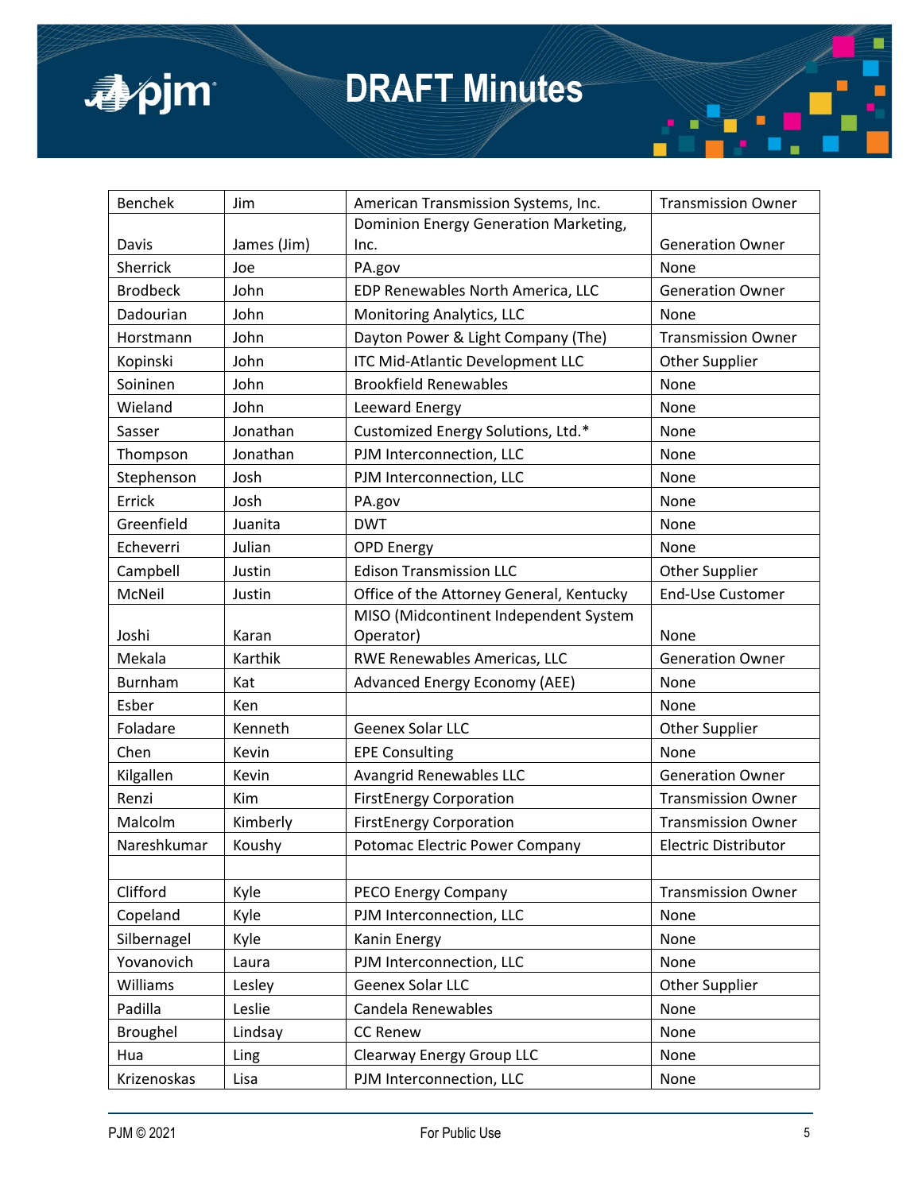| Benchek | Jim | American Transmission Systems, Inc. | Transmission Owner |
|---|---|---|---|
| Davis | James (Jim) | Dominion Energy Generation Marketing, Inc. | Generation Owner |
| Sherrick | Joe | PA.gov | None |
| Brodbeck | John | EDP Renewables North America, LLC | Generation Owner |
| Dadourian | John | Monitoring Analytics, LLC | None |
| Horstmann | John | Dayton Power & Light Company (The) | Transmission Owner |
| Kopinski | John | ITC Mid-Atlantic Development LLC | Other Supplier |
| Soininen | John | Brookfield Renewables | None |
| Wieland | John | Leeward Energy | None |
| Sasser | Jonathan | Customized Energy Solutions, Ltd.* | None |
| Thompson | Jonathan | PJM Interconnection, LLC | None |
| Stephenson | Josh | PJM Interconnection, LLC | None |
| Errick | Josh | PA.gov | None |
| Greenfield | Juanita | DWT | None |
| Echeverri | Julian | OPD Energy | None |
| Campbell | Justin | Edison Transmission LLC | Other Supplier |
| McNeil | Justin | Office of the Attorney General, Kentucky | End-Use Customer |
| Joshi | Karan | MISO (Midcontinent Independent System Operator) | None |
| Mekala | Karthik | RWE Renewables Americas, LLC | Generation Owner |
| Burnham | Kat | Advanced Energy Economy (AEE) | None |
| Esber | Ken | | None |
| Foladare | Kenneth | Geenex Solar LLC | Other Supplier |
| Chen | Kevin | EPE Consulting | None |
| Kilgallen | Kevin | Avangrid Renewables LLC | Generation Owner |
| Renzi | Kim | FirstEnergy Corporation | Transmission Owner |
| Malcolm | Kimberly | FirstEnergy Corporation | Transmission Owner |
| Nareshkumar | Koushy | Potomac Electric Power Company | Electric Distributor |
| | | | |
| Clifford | Kyle | PECO Energy Company | Transmission Owner |
| Copeland | Kyle | PJM Interconnection, LLC | None |
| Silbernagel | Kyle | Kanin Energy | None |
| Yovanovich | Laura | PJM Interconnection, LLC | None |
| Williams | Lesley | Geenex Solar LLC | Other Supplier |
| Padilla | Leslie | Candela Renewables | None |
| Broughel | Lindsay | CC Renew | None |
| Hua | Ling | Clearway Energy Group LLC | None |
| Krizenoskas | Lisa | PJM Interconnection, LLC | None |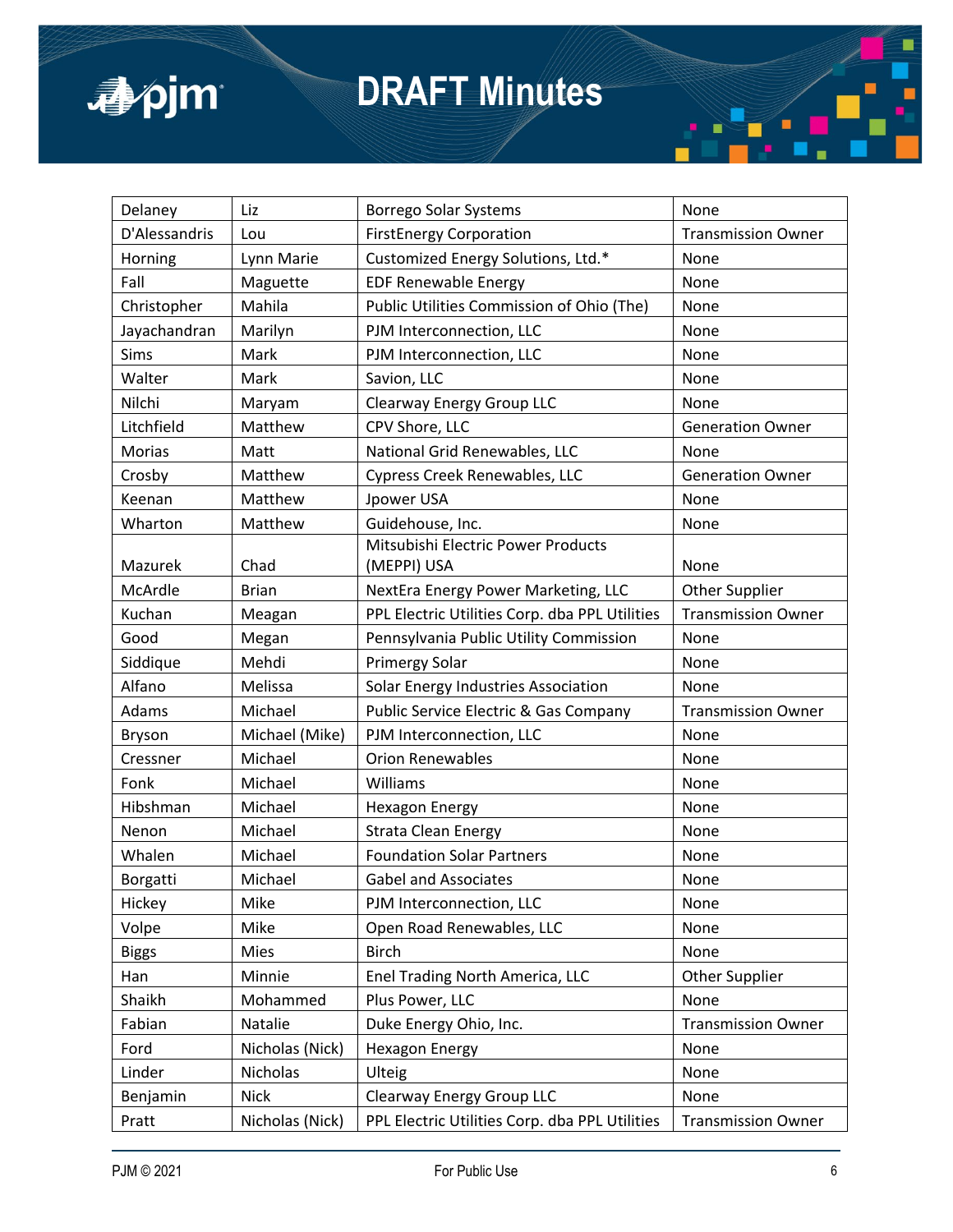| Delaney | Liz | Borrego Solar Systems | None |
|---|---|---|---|
| D'Alessandris | Lou | FirstEnergy Corporation | Transmission Owner |
| Horning | Lynn Marie | Customized Energy Solutions, Ltd.* | None |
| Fall | Maguette | EDF Renewable Energy | None |
| Christopher | Mahila | Public Utilities Commission of Ohio (The) | None |
| Jayachandran | Marilyn | PJM Interconnection, LLC | None |
| Sims | Mark | PJM Interconnection, LLC | None |
| Walter | Mark | Savion, LLC | None |
| Nilchi | Maryam | Clearway Energy Group LLC | None |
| Litchfield | Matthew | CPV Shore, LLC | Generation Owner |
| Morias | Matt | National Grid Renewables, LLC | None |
| Crosby | Matthew | Cypress Creek Renewables, LLC | Generation Owner |
| Keenan | Matthew | Jpower USA | None |
| Wharton | Matthew | Guidehouse, Inc. | None |
| Mazurek | Chad | Mitsubishi Electric Power Products (MEPPI) USA | None |
| McArdle | Brian | NextEra Energy Power Marketing, LLC | Other Supplier |
| Kuchan | Meagan | PPL Electric Utilities Corp. dba PPL Utilities | Transmission Owner |
| Good | Megan | Pennsylvania Public Utility Commission | None |
| Siddique | Mehdi | Primergy Solar | None |
| Alfano | Melissa | Solar Energy Industries Association | None |
| Adams | Michael | Public Service Electric & Gas Company | Transmission Owner |
| Bryson | Michael (Mike) | PJM Interconnection, LLC | None |
| Cressner | Michael | Orion Renewables | None |
| Fonk | Michael | Williams | None |
| Hibshman | Michael | Hexagon Energy | None |
| Nenon | Michael | Strata Clean Energy | None |
| Whalen | Michael | Foundation Solar Partners | None |
| Borgatti | Michael | Gabel and Associates | None |
| Hickey | Mike | PJM Interconnection, LLC | None |
| Volpe | Mike | Open Road Renewables, LLC | None |
| Biggs | Mies | Birch | None |
| Han | Minnie | Enel Trading North America, LLC | Other Supplier |
| Shaikh | Mohammed | Plus Power, LLC | None |
| Fabian | Natalie | Duke Energy Ohio, Inc. | Transmission Owner |
| Ford | Nicholas (Nick) | Hexagon Energy | None |
| Linder | Nicholas | Ulteig | None |
| Benjamin | Nick | Clearway Energy Group LLC | None |
| Pratt | Nicholas (Nick) | PPL Electric Utilities Corp. dba PPL Utilities | Transmission Owner |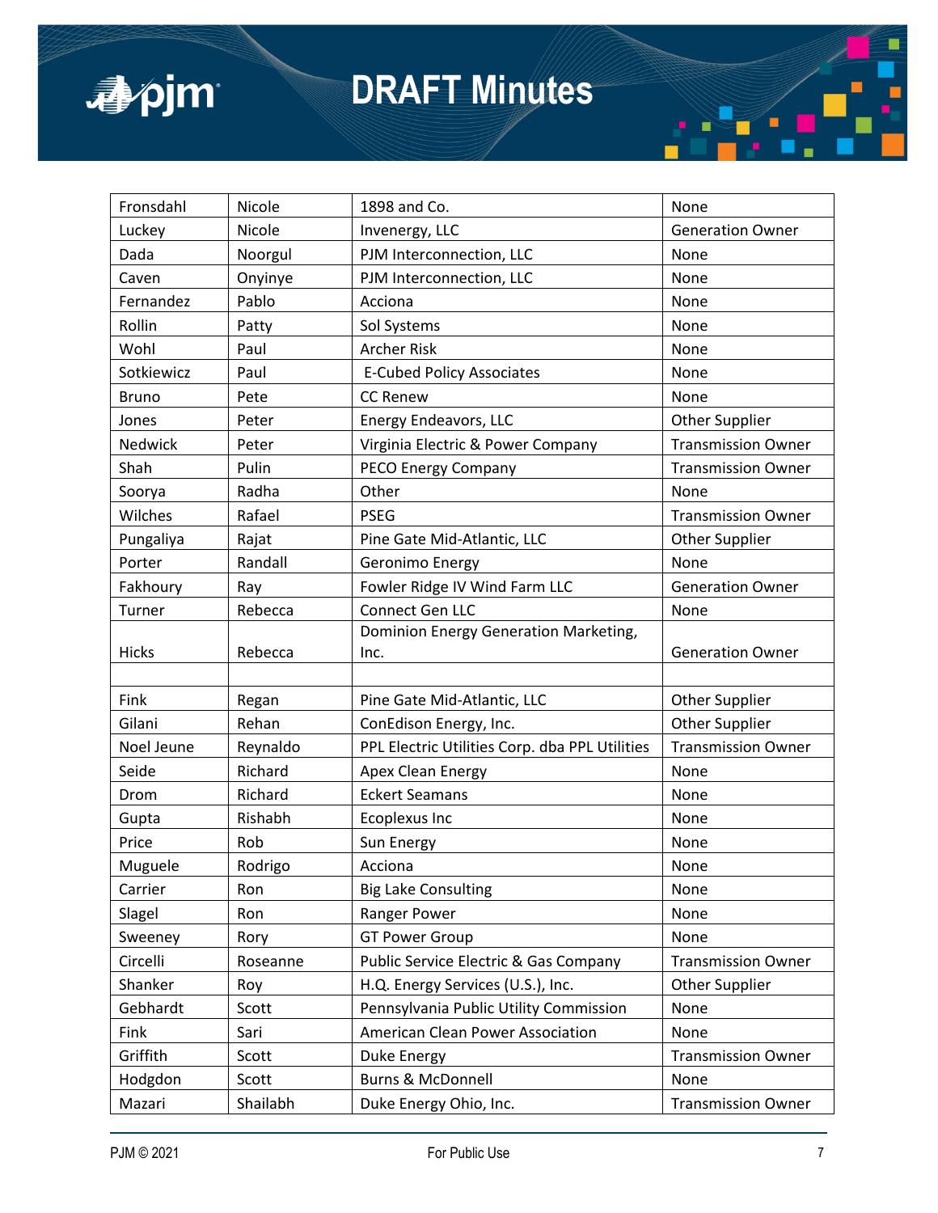| Fronsdahl | Nicole | 1898 and Co. | None |
|---|---|---|---|
| Luckey | Nicole | Invenergy, LLC | Generation Owner |
| Dada | Noorgul | PJM Interconnection, LLC | None |
| Caven | Onyinye | PJM Interconnection, LLC | None |
| Fernandez | Pablo | Acciona | None |
| Rollin | Patty | Sol Systems | None |
| Wohl | Paul | Archer Risk | None |
| Sotkiewicz | Paul | E-Cubed Policy Associates | None |
| Bruno | Pete | CC Renew | None |
| Jones | Peter | Energy Endeavors, LLC | Other Supplier |
| Nedwick | Peter | Virginia Electric & Power Company | Transmission Owner |
| Shah | Pulin | PECO Energy Company | Transmission Owner |
| Soorya | Radha | Other | None |
| Wilches | Rafael | PSEG | Transmission Owner |
| Pungaliya | Rajat | Pine Gate Mid-Atlantic, LLC | Other Supplier |
| Porter | Randall | Geronimo Energy | None |
| Fakhoury | Ray | Fowler Ridge IV Wind Farm LLC | Generation Owner |
| Turner | Rebecca | Connect Gen LLC | None |
| Hicks | Rebecca | Dominion Energy Generation Marketing, Inc. | Generation Owner |
| | | | |
| Fink | Regan | Pine Gate Mid-Atlantic, LLC | Other Supplier |
| Gilani | Rehan | ConEdison Energy, Inc. | Other Supplier |
| Noel Jeune | Reynaldo | PPL Electric Utilities Corp. dba PPL Utilities | Transmission Owner |
| Seide | Richard | Apex Clean Energy | None |
| Drom | Richard | Eckert Seamans | None |
| Gupta | Rishabh | Ecoplexus Inc | None |
| Price | Rob | Sun Energy | None |
| Muguele | Rodrigo | Acciona | None |
| Carrier | Ron | Big Lake Consulting | None |
| Slagel | Ron | Ranger Power | None |
| Sweeney | Rory | GT Power Group | None |
| Circelli | Roseanne | Public Service Electric & Gas Company | Transmission Owner |
| Shanker | Roy | H.Q. Energy Services (U.S.), Inc. | Other Supplier |
| Gebhardt | Scott | Pennsylvania Public Utility Commission | None |
| Fink | Sari | American Clean Power Association | None |
| Griffith | Scott | Duke Energy | Transmission Owner |
| Hodgdon | Scott | Burns & McDonnell | None |
| Mazari | Shailabh | Duke Energy Ohio, Inc. | Transmission Owner |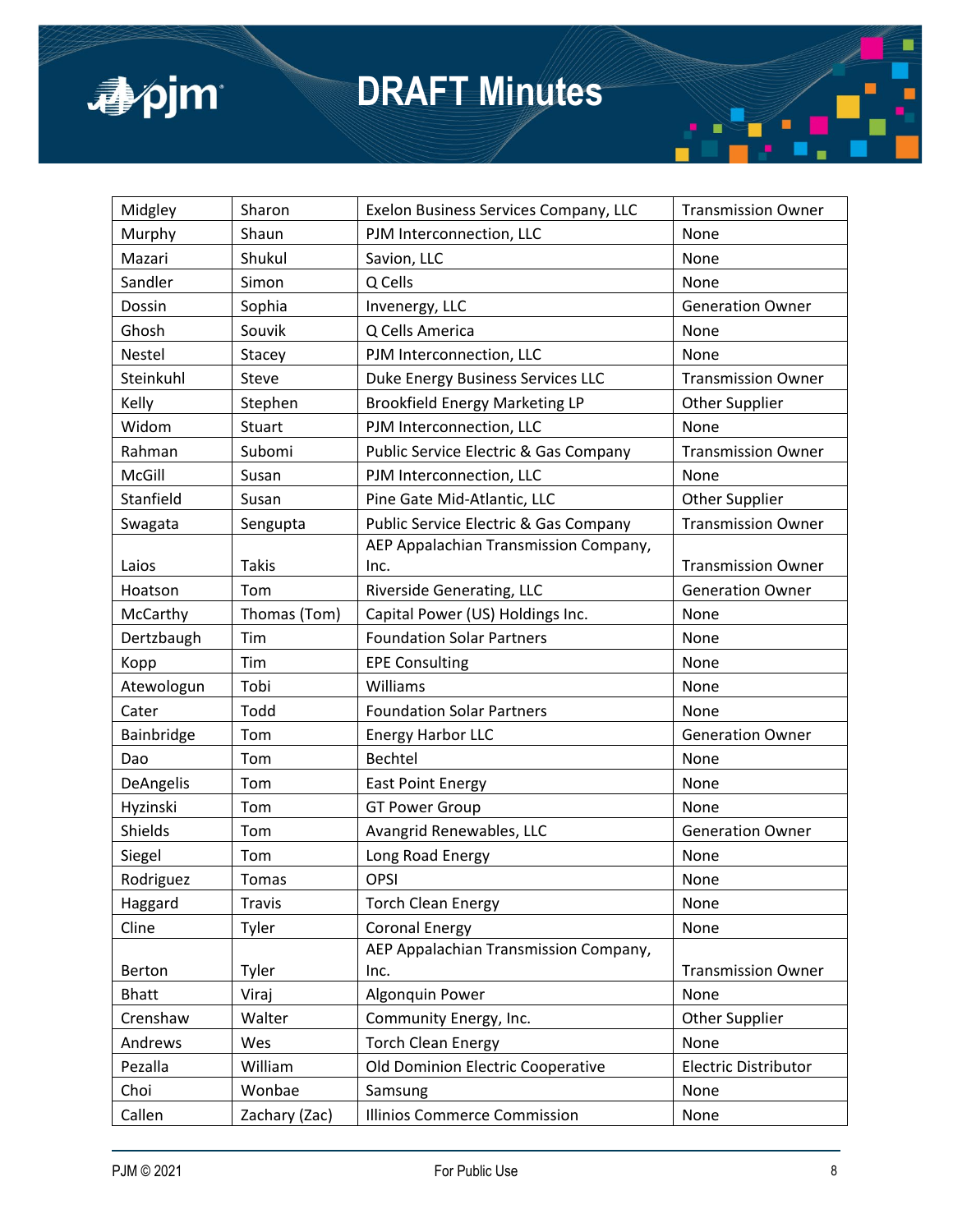| Midgley | Sharon | Exelon Business Services Company, LLC | Transmission Owner |
|---|---|---|---|
| Murphy | Shaun | PJM Interconnection, LLC | None |
| Mazari | Shukul | Savion, LLC | None |
| Sandler | Simon | Q Cells | None |
| Dossin | Sophia | Invenergy, LLC | Generation Owner |
| Ghosh | Souvik | Q Cells America | None |
| Nestel | Stacey | PJM Interconnection, LLC | None |
| Steinkuhl | Steve | Duke Energy Business Services LLC | Transmission Owner |
| Kelly | Stephen | Brookfield Energy Marketing LP | Other Supplier |
| Widom | Stuart | PJM Interconnection, LLC | None |
| Rahman | Subomi | Public Service Electric & Gas Company | Transmission Owner |
| McGill | Susan | PJM Interconnection, LLC | None |
| Stanfield | Susan | Pine Gate Mid-Atlantic, LLC | Other Supplier |
| Swagata | Sengupta | Public Service Electric & Gas Company | Transmission Owner |
| Laios | Takis | AEP Appalachian Transmission Company, Inc. | Transmission Owner |
| Hoatson | Tom | Riverside Generating, LLC | Generation Owner |
| McCarthy | Thomas (Tom) | Capital Power (US) Holdings Inc. | None |
| Dertzbaugh | Tim | Foundation Solar Partners | None |
| Kopp | Tim | EPE Consulting | None |
| Atewologun | Tobi | Williams | None |
| Cater | Todd | Foundation Solar Partners | None |
| Bainbridge | Tom | Energy Harbor LLC | Generation Owner |
| Dao | Tom | Bechtel | None |
| DeAngelis | Tom | East Point Energy | None |
| Hyzinski | Tom | GT Power Group | None |
| Shields | Tom | Avangrid Renewables, LLC | Generation Owner |
| Siegel | Tom | Long Road Energy | None |
| Rodriguez | Tomas | OPSI | None |
| Haggard | Travis | Torch Clean Energy | None |
| Cline | Tyler | Coronal Energy | None |
| Berton | Tyler | AEP Appalachian Transmission Company, Inc. | Transmission Owner |
| Bhatt | Viraj | Algonquin Power | None |
| Crenshaw | Walter | Community Energy, Inc. | Other Supplier |
| Andrews | Wes | Torch Clean Energy | None |
| Pezalla | William | Old Dominion Electric Cooperative | Electric Distributor |
| Choi | Wonbae | Samsung | None |
| Callen | Zachary (Zac) | Illinios Commerce Commission | None |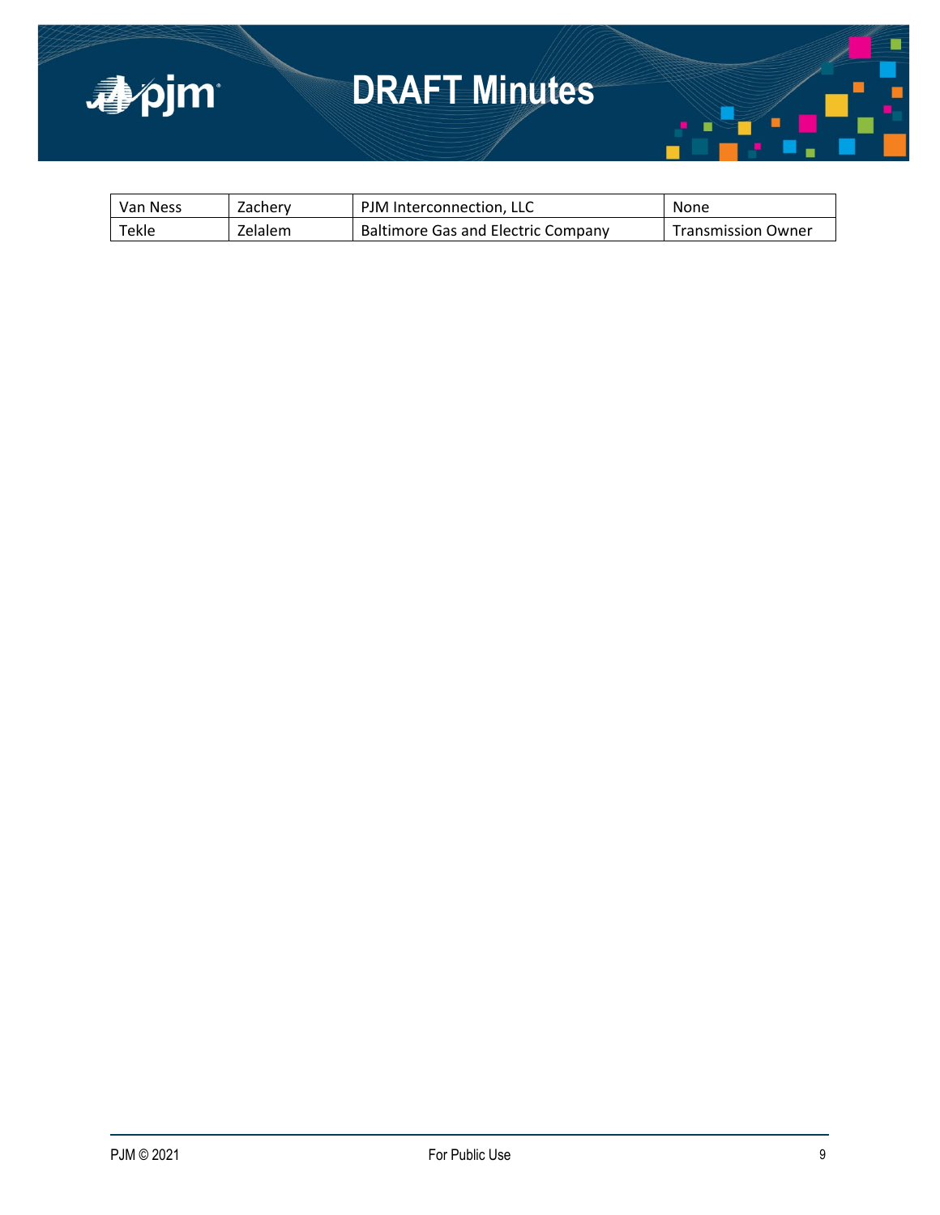| | | | |
|---|---|---|---|
| Van Ness | Zachery | PJM Interconnection, LLC | None |
| Tekle | Zelalem | Baltimore Gas and Electric Company | Transmission Owner |